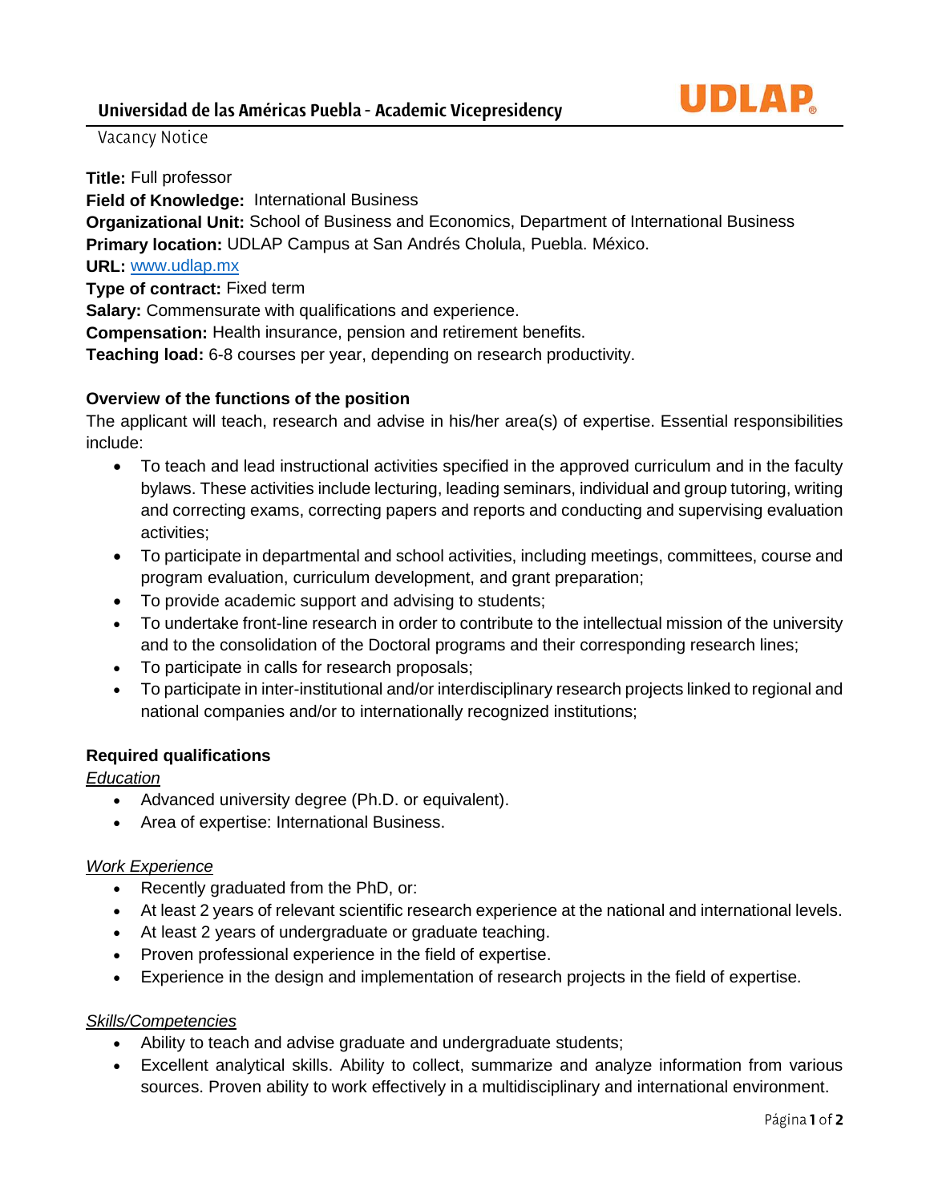# Universidad de las Américas Puebla - Academic Vicepresidency

UDLAP

Vacancy Notice

**Title:** Full professor
**Field of Knowledge:** International Business
**Organizational Unit:** School of Business and Economics, Department of International Business
**Primary location:** UDLAP Campus at San Andrés Cholula, Puebla. México.
**URL:** [www.udlap.mx](http://www.udlap.mx)
**Type of contract:** Fixed term
**Salary:** Commensurate with qualifications and experience.
**Compensation:** Health insurance, pension and retirement benefits.
**Teaching load:** 6-8 courses per year, depending on research productivity.

## Overview of the functions of the position

The applicant will teach, research and advise in his/her area(s) of expertise. Essential responsibilities include:

- To teach and lead instructional activities specified in the approved curriculum and in the faculty bylaws. These activities include lecturing, leading seminars, individual and group tutoring, writing and correcting exams, correcting papers and reports and conducting and supervising evaluation activities;
- To participate in departmental and school activities, including meetings, committees, course and program evaluation, curriculum development, and grant preparation;
- To provide academic support and advising to students;
- To undertake front-line research in order to contribute to the intellectual mission of the university and to the consolidation of the Doctoral programs and their corresponding research lines;
- To participate in calls for research proposals;
- To participate in inter-institutional and/or interdisciplinary research projects linked to regional and national companies and/or to internationally recognized institutions;

## Required qualifications

*Education*

- Advanced university degree (Ph.D. or equivalent).
- Area of expertise: International Business.

*Work Experience*

- Recently graduated from the PhD, or:
- At least 2 years of relevant scientific research experience at the national and international levels.
- At least 2 years of undergraduate or graduate teaching.
- Proven professional experience in the field of expertise.
- Experience in the design and implementation of research projects in the field of expertise.

*Skills/Competencies*

- Ability to teach and advise graduate and undergraduate students;
- Excellent analytical skills. Ability to collect, summarize and analyze information from various sources. Proven ability to work effectively in a multidisciplinary and international environment.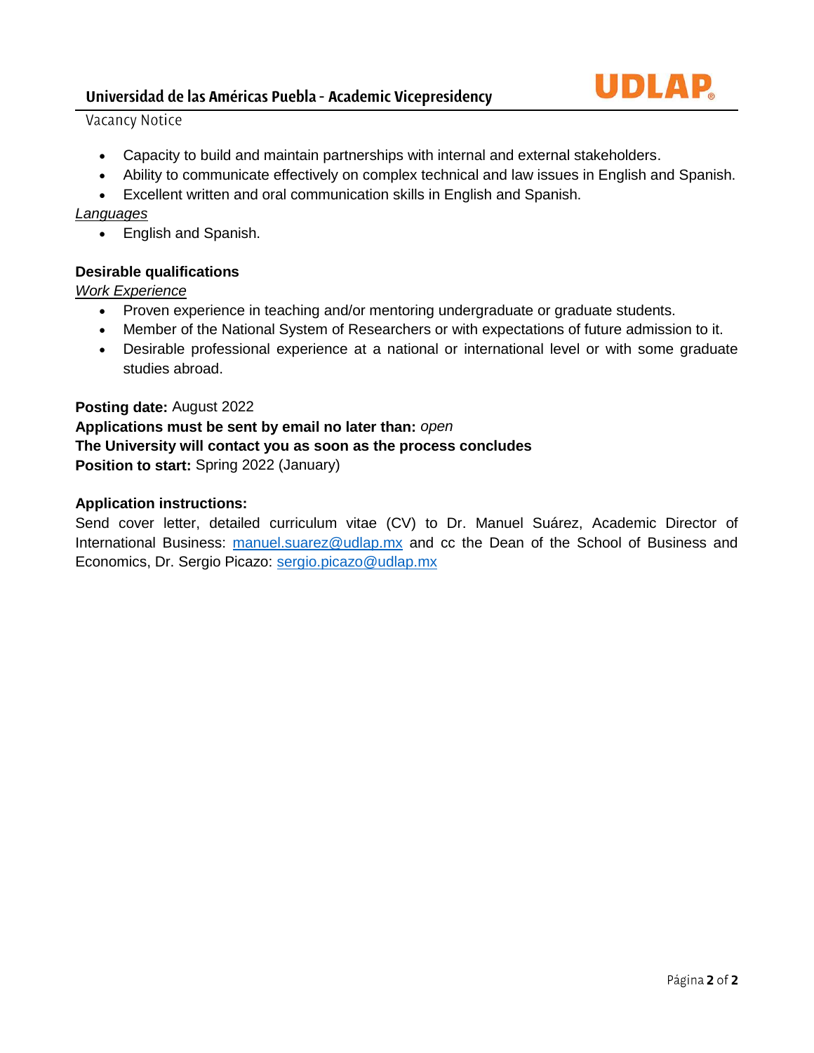- Capacity to build and maintain partnerships with internal and external stakeholders.
- Ability to communicate effectively on complex technical and law issues in English and Spanish.
- Excellent written and oral communication skills in English and Spanish.

*Languages*

- English and Spanish.

**Desirable qualifications**

*Work Experience*

- Proven experience in teaching and/or mentoring undergraduate or graduate students.
- Member of the National System of Researchers or with expectations of future admission to it.
- Desirable professional experience at a national or international level or with some graduate studies abroad.

**Posting date:** August 2022
**Applications must be sent by email no later than:** *open*
**The University will contact you as soon as the process concludes**
**Position to start:** Spring 2022 (January)

**Application instructions:**
Send cover letter, detailed curriculum vitae (CV) to Dr. Manuel Suárez, Academic Director of International Business: manuel.suarez@udlap.mx and cc the Dean of the School of Business and Economics, Dr. Sergio Picazo: sergio.picazo@udlap.mx